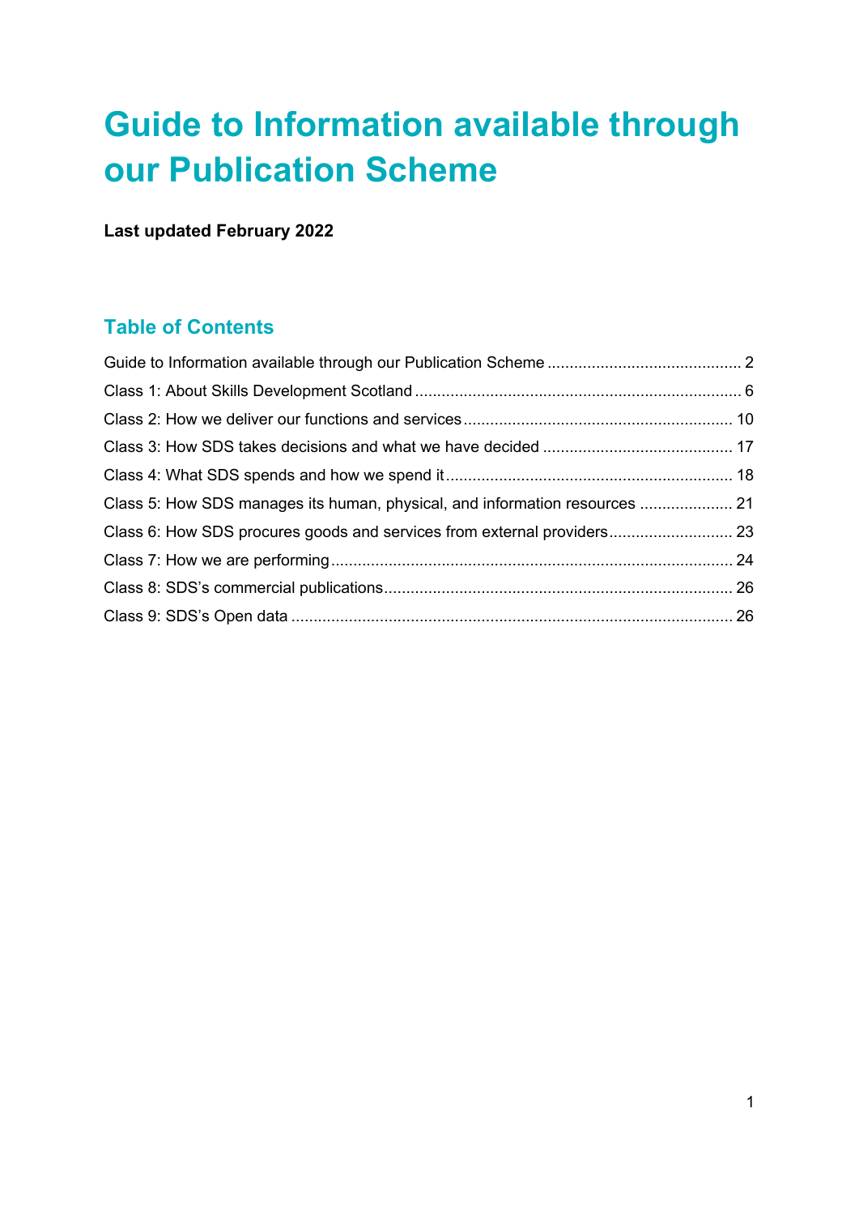# Guide to Information available through our Publication Scheme

**Last updated February 2022**

## Table of Contents

Guide to Information available through our Publication Scheme ........................................... 2
Class 1: About Skills Development Scotland ........................................................................ 6
Class 2: How we deliver our functions and services ........................................................... 10
Class 3: How SDS takes decisions and what we have decided .......................................... 17
Class 4: What SDS spends and how we spend it ................................................................ 18
Class 5: How SDS manages its human, physical, and information resources ..................... 21
Class 6: How SDS procures goods and services from external providers ........................... 23
Class 7: How we are performing .......................................................................................... 24
Class 8: SDS's commercial publications .............................................................................. 26
Class 9: SDS's Open data ................................................................................................... 26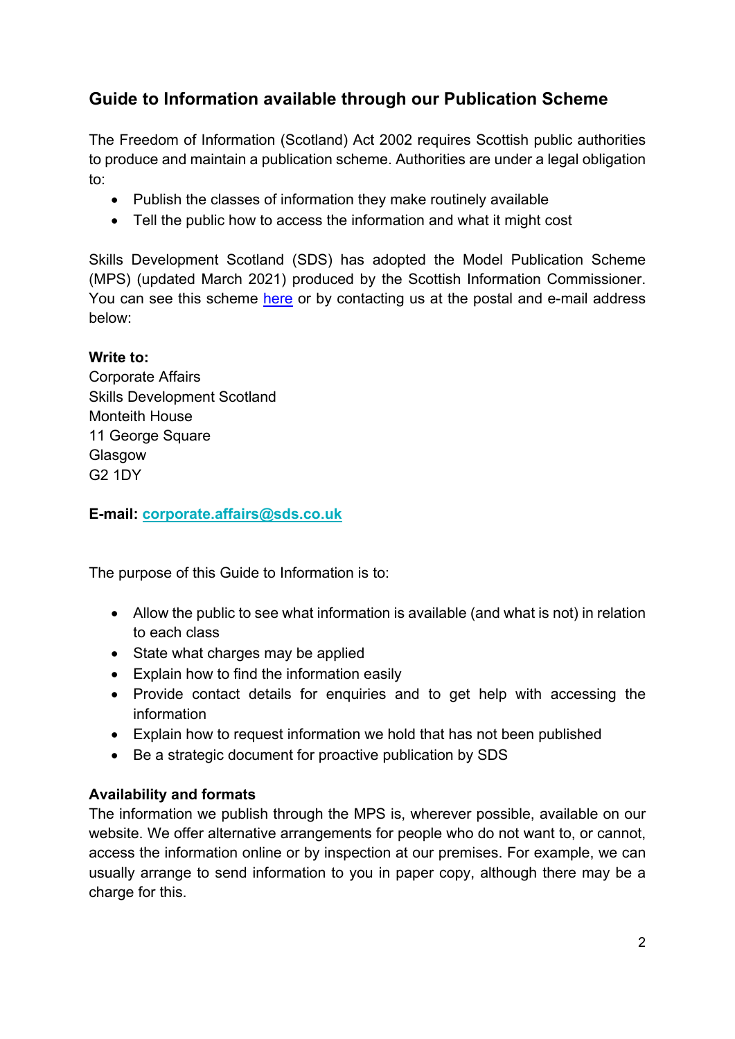## Guide to Information available through our Publication Scheme

The Freedom of Information (Scotland) Act 2002 requires Scottish public authorities to produce and maintain a publication scheme. Authorities are under a legal obligation to:

- Publish the classes of information they make routinely available
- Tell the public how to access the information and what it might cost

Skills Development Scotland (SDS) has adopted the Model Publication Scheme (MPS) (updated March 2021) produced by the Scottish Information Commissioner. You can see this scheme here or by contacting us at the postal and e-mail address below:

**Write to:**
Corporate Affairs
Skills Development Scotland
Monteith House
11 George Square
Glasgow
G2 1DY

**E-mail: corporate.affairs@sds.co.uk**

The purpose of this Guide to Information is to:

- Allow the public to see what information is available (and what is not) in relation to each class
- State what charges may be applied
- Explain how to find the information easily
- Provide contact details for enquiries and to get help with accessing the information
- Explain how to request information we hold that has not been published
- Be a strategic document for proactive publication by SDS

**Availability and formats**
The information we publish through the MPS is, wherever possible, available on our website. We offer alternative arrangements for people who do not want to, or cannot, access the information online or by inspection at our premises. For example, we can usually arrange to send information to you in paper copy, although there may be a charge for this.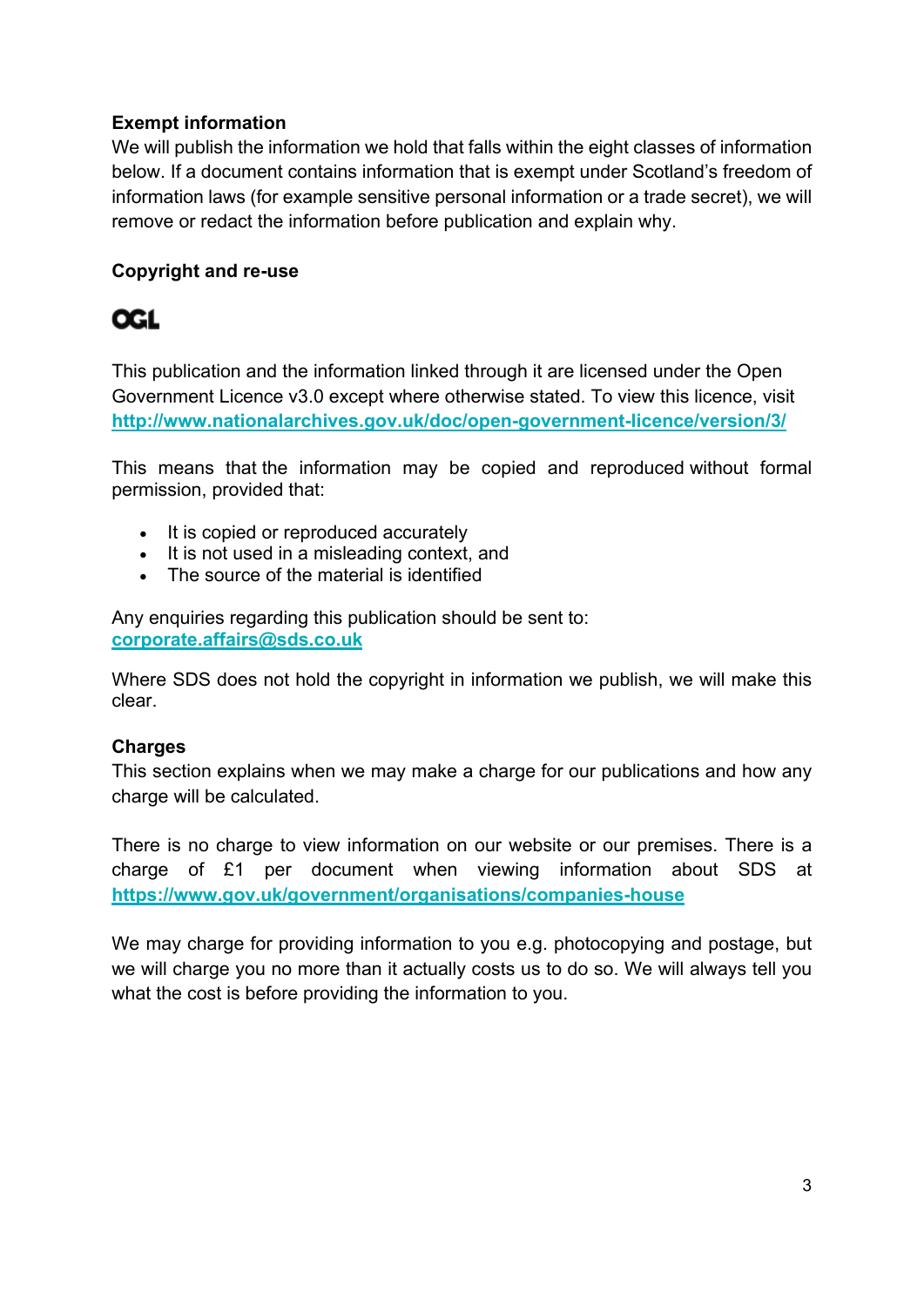**Exempt information**

We will publish the information we hold that falls within the eight classes of information below. If a document contains information that is exempt under Scotland's freedom of information laws (for example sensitive personal information or a trade secret), we will remove or redact the information before publication and explain why.

**Copyright and re-use**

**OGL**

This publication and the information linked through it are licensed under the Open Government Licence v3.0 except where otherwise stated. To view this licence, visit [http://www.nationalarchives.gov.uk/doc/open-government-licence/version/3/](http://www.nationalarchives.gov.uk/doc/open-government-licence/version/3/)

This means that the information may be copied and reproduced without formal permission, provided that:

- It is copied or reproduced accurately
- It is not used in a misleading context, and
- The source of the material is identified

Any enquiries regarding this publication should be sent to:
[corporate.affairs@sds.co.uk](mailto:corporate.affairs@sds.co.uk)

Where SDS does not hold the copyright in information we publish, we will make this clear.

**Charges**

This section explains when we may make a charge for our publications and how any charge will be calculated.

There is no charge to view information on our website or our premises. There is a charge of £1 per document when viewing information about SDS at [https://www.gov.uk/government/organisations/companies-house](https://www.gov.uk/government/organisations/companies-house)

We may charge for providing information to you e.g. photocopying and postage, but we will charge you no more than it actually costs us to do so. We will always tell you what the cost is before providing the information to you.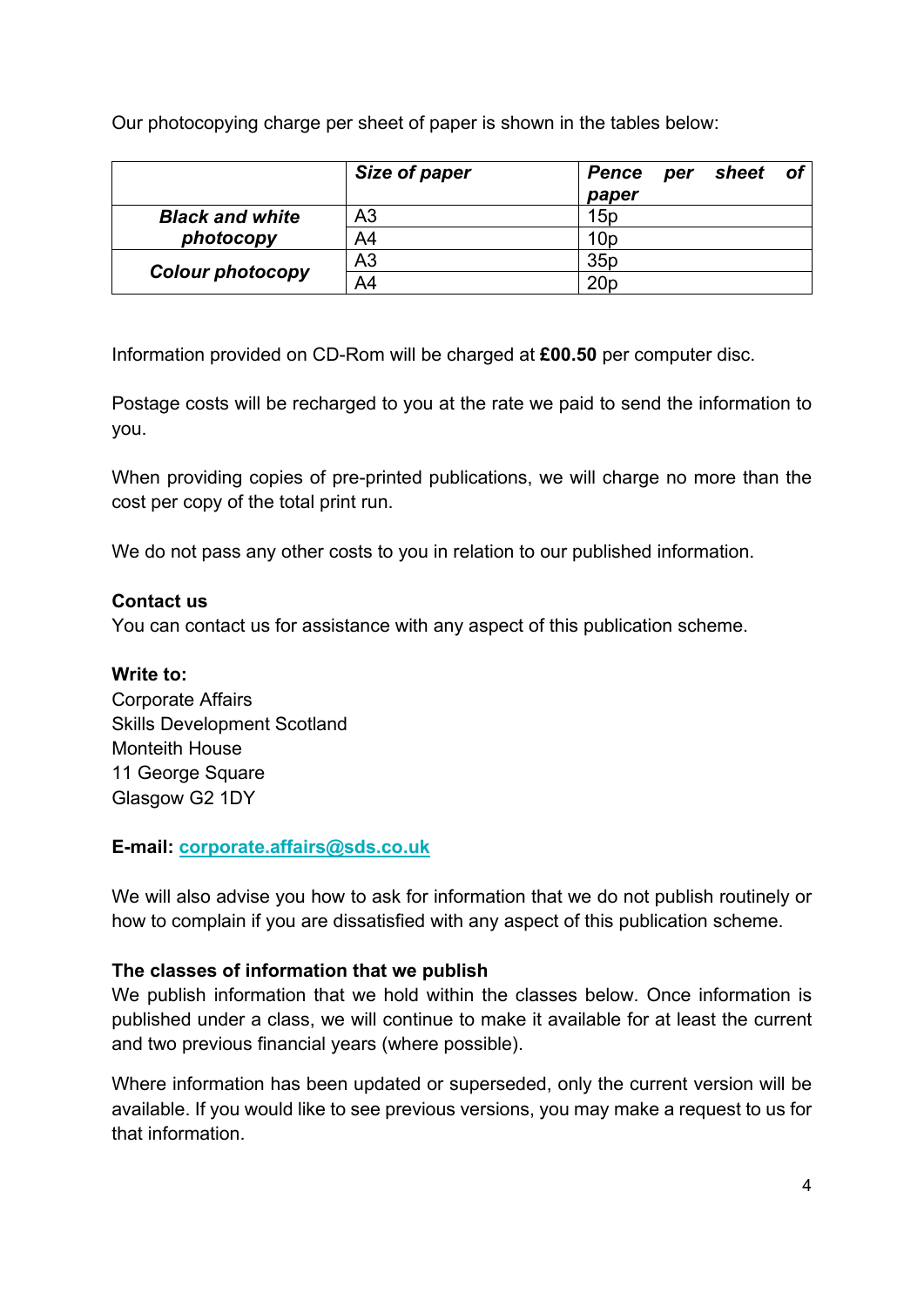Our photocopying charge per sheet of paper is shown in the tables below:

| | ***Size of paper*** | ***Pence per sheet of paper*** |
|---|---|---|
| ***Black and white photocopy*** | A3 | 15p |
| | A4 | 10p |
| ***Colour photocopy*** | A3 | 35p |
| | A4 | 20p |

Information provided on CD-Rom will be charged at **£00.50** per computer disc.

Postage costs will be recharged to you at the rate we paid to send the information to you.

When providing copies of pre-printed publications, we will charge no more than the cost per copy of the total print run.

We do not pass any other costs to you in relation to our published information.

**Contact us**

You can contact us for assistance with any aspect of this publication scheme.

**Write to:**

Corporate Affairs
Skills Development Scotland
Monteith House
11 George Square
Glasgow G2 1DY

**E-mail:** corporate.affairs@sds.co.uk

We will also advise you how to ask for information that we do not publish routinely or how to complain if you are dissatisfied with any aspect of this publication scheme.

**The classes of information that we publish**

We publish information that we hold within the classes below. Once information is published under a class, we will continue to make it available for at least the current and two previous financial years (where possible).

Where information has been updated or superseded, only the current version will be available. If you would like to see previous versions, you may make a request to us for that information.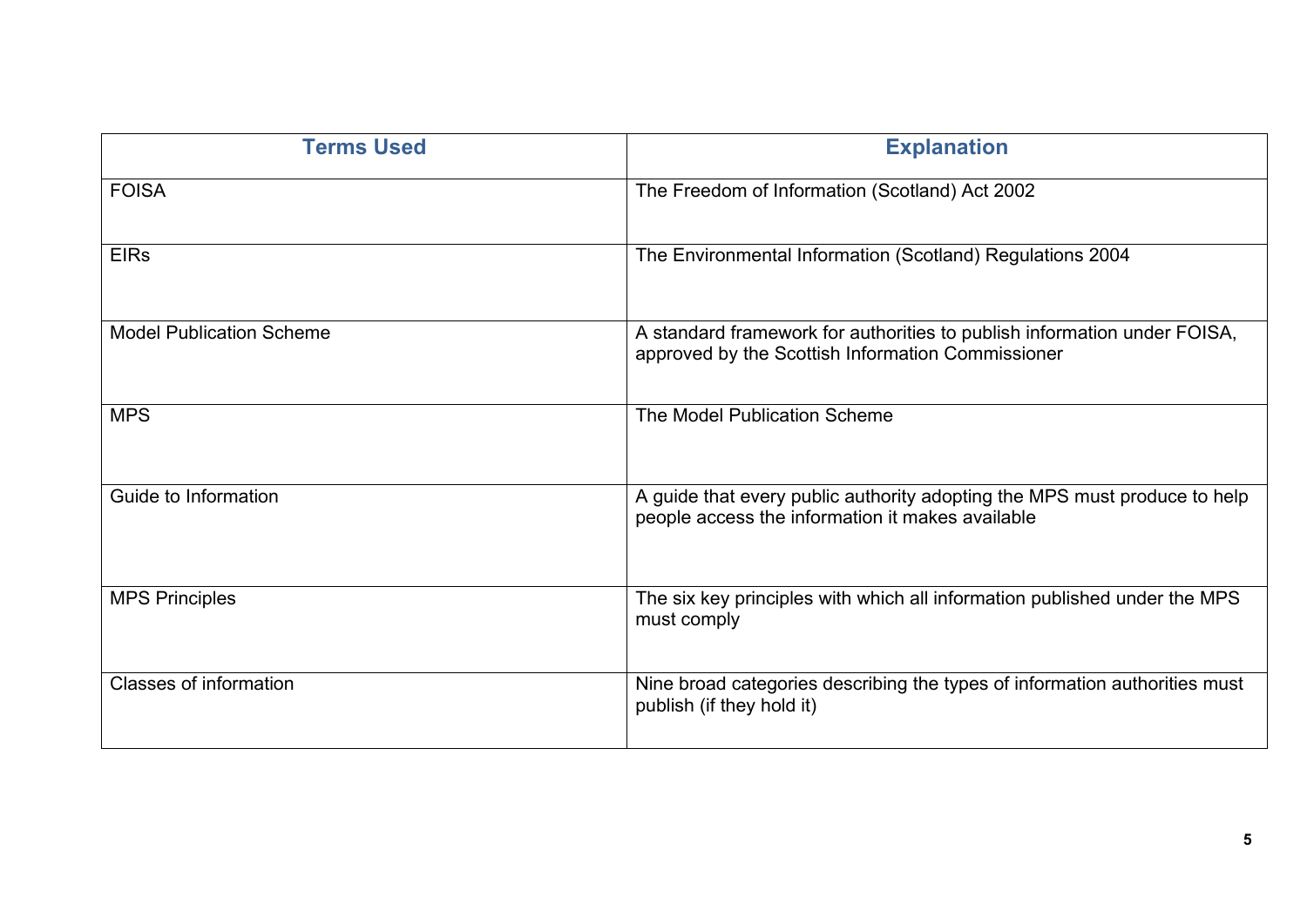| Terms Used | Explanation |
| --- | --- |
| FOISA | The Freedom of Information (Scotland) Act 2002 |
| EIRs | The Environmental Information (Scotland) Regulations 2004 |
| Model Publication Scheme | A standard framework for authorities to publish information under FOISA, approved by the Scottish Information Commissioner |
| MPS | The Model Publication Scheme |
| Guide to Information | A guide that every public authority adopting the MPS must produce to help people access the information it makes available |
| MPS Principles | The six key principles with which all information published under the MPS must comply |
| Classes of information | Nine broad categories describing the types of information authorities must publish (if they hold it) |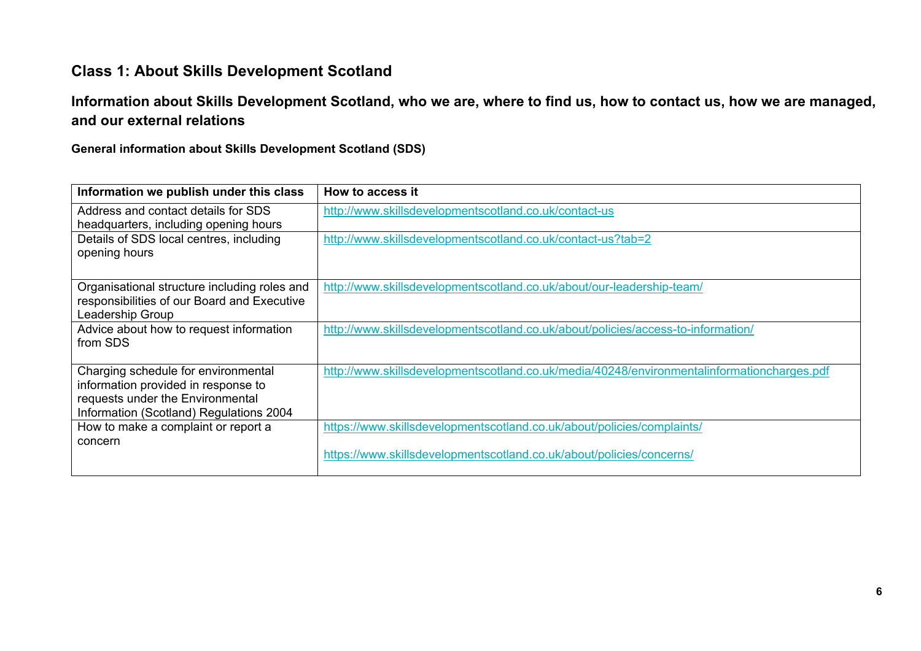## Class 1: About Skills Development Scotland

### Information about Skills Development Scotland, who we are, where to find us, how to contact us, how we are managed, and our external relations

**General information about Skills Development Scotland (SDS)**

| Information we publish under this class | How to access it |
|---|---|
| Address and contact details for SDS headquarters, including opening hours | http://www.skillsdevelopmentscotland.co.uk/contact-us |
| Details of SDS local centres, including opening hours | http://www.skillsdevelopmentscotland.co.uk/contact-us?tab=2 |
| Organisational structure including roles and responsibilities of our Board and Executive Leadership Group | http://www.skillsdevelopmentscotland.co.uk/about/our-leadership-team/ |
| Advice about how to request information from SDS | http://www.skillsdevelopmentscotland.co.uk/about/policies/access-to-information/ |
| Charging schedule for environmental information provided in response to requests under the Environmental Information (Scotland) Regulations 2004 | http://www.skillsdevelopmentscotland.co.uk/media/40248/environmentalinformationcharges.pdf |
| How to make a complaint or report a concern | https://www.skillsdevelopmentscotland.co.uk/about/policies/complaints/<br><br>https://www.skillsdevelopmentscotland.co.uk/about/policies/concerns/ |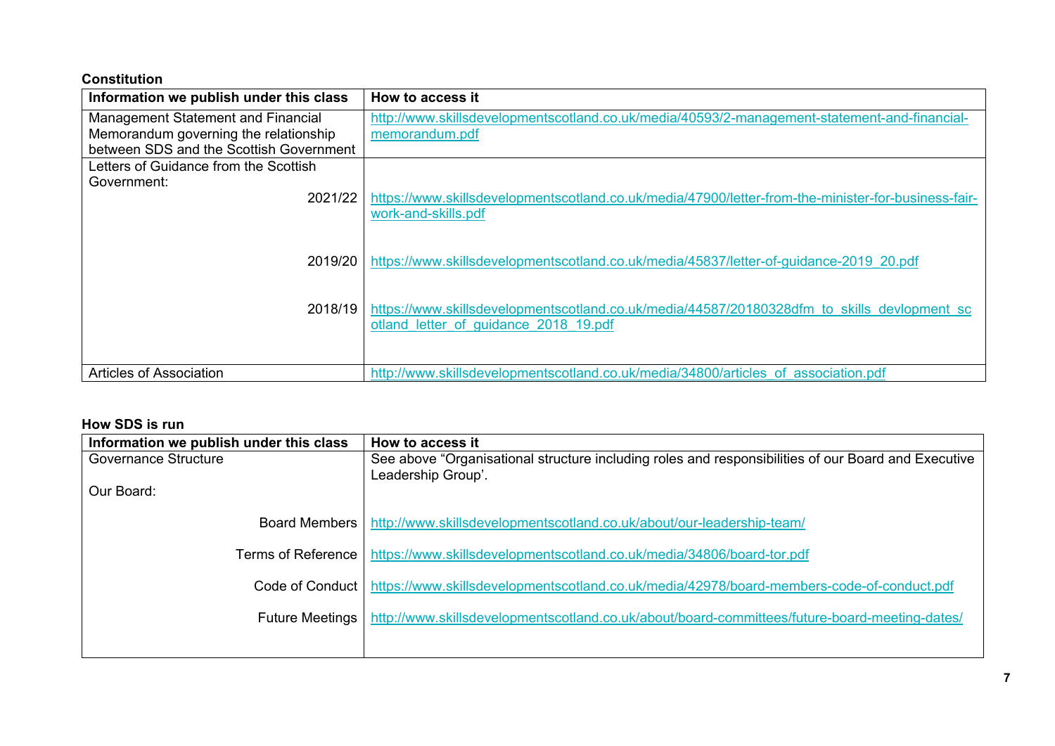**Constitution**

| Information we publish under this class | How to access it |
|---|---|
| Management Statement and Financial Memorandum governing the relationship between SDS and the Scottish Government | http://www.skillsdevelopmentscotland.co.uk/media/40593/2-management-statement-and-financial-memorandum.pdf |
| Letters of Guidance from the Scottish Government: | |
| 2021/22 | https://www.skillsdevelopmentscotland.co.uk/media/47900/letter-from-the-minister-for-business-fair-work-and-skills.pdf |
| 2019/20 | https://www.skillsdevelopmentscotland.co.uk/media/45837/letter-of-guidance-2019_20.pdf |
| 2018/19 | https://www.skillsdevelopmentscotland.co.uk/media/44587/20180328dfm_to_skills_devlopment_scotland_letter_of_guidance_2018_19.pdf |
| Articles of Association | http://www.skillsdevelopmentscotland.co.uk/media/34800/articles_of_association.pdf |

**How SDS is run**

| Information we publish under this class | How to access it |
|---|---|
| Governance Structure | See above "Organisational structure including roles and responsibilities of our Board and Executive Leadership Group'. |
| Our Board: | |
| Board Members | http://www.skillsdevelopmentscotland.co.uk/about/our-leadership-team/ |
| Terms of Reference | https://www.skillsdevelopmentscotland.co.uk/media/34806/board-tor.pdf |
| Code of Conduct | https://www.skillsdevelopmentscotland.co.uk/media/42978/board-members-code-of-conduct.pdf |
| Future Meetings | http://www.skillsdevelopmentscotland.co.uk/about/board-committees/future-board-meeting-dates/ |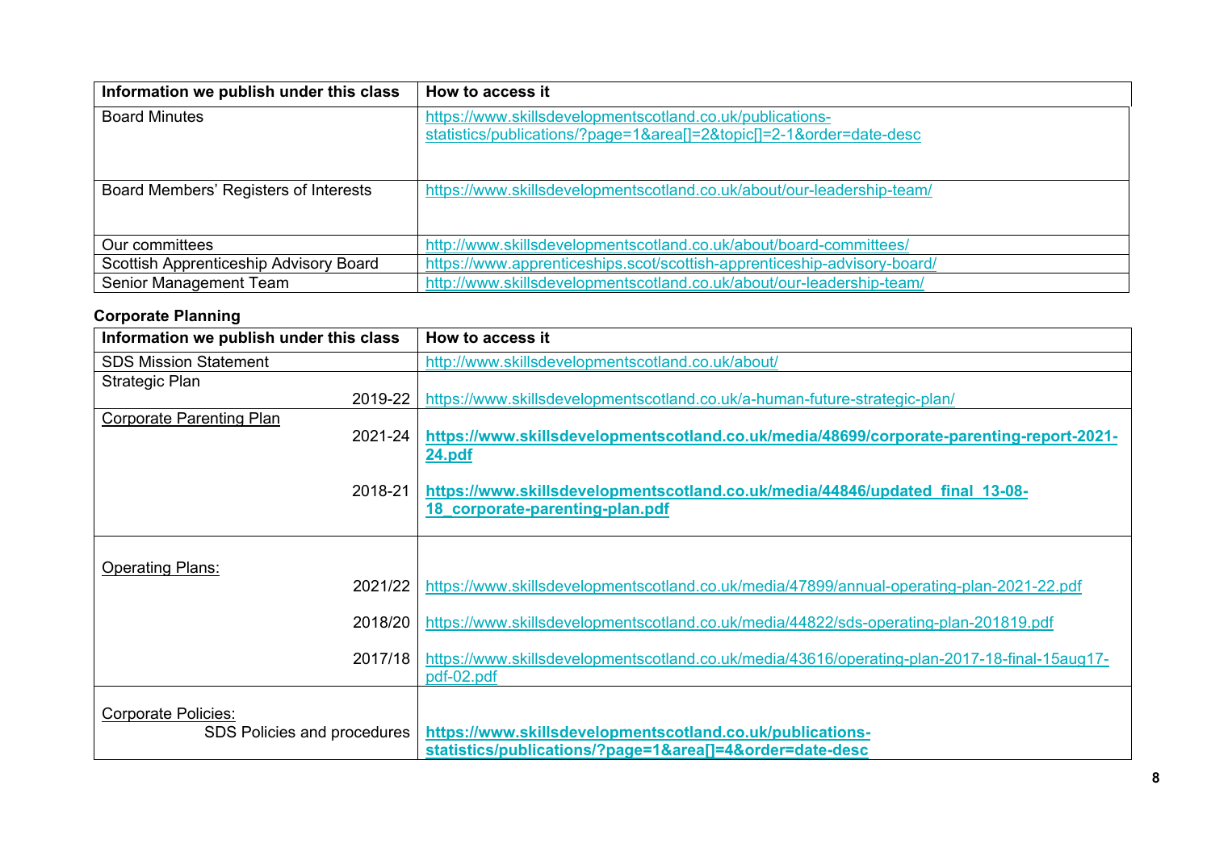| Information we publish under this class | How to access it |
|---|---|
| Board Minutes | https://www.skillsdevelopmentscotland.co.uk/publications-statistics/publications/?page=1&area[]=2&topic[]=2-1&order=date-desc |
| Board Members' Registers of Interests | https://www.skillsdevelopmentscotland.co.uk/about/our-leadership-team/ |
| Our committees | http://www.skillsdevelopmentscotland.co.uk/about/board-committees/ |
| Scottish Apprenticeship Advisory Board | https://www.apprenticeships.scot/scottish-apprenticeship-advisory-board/ |
| Senior Management Team | http://www.skillsdevelopmentscotland.co.uk/about/our-leadership-team/ |

**Corporate Planning**

| Information we publish under this class | How to access it |
|---|---|
| SDS Mission Statement | http://www.skillsdevelopmentscotland.co.uk/about/ |
| Strategic Plan<br>2019-22 | https://www.skillsdevelopmentscotland.co.uk/a-human-future-strategic-plan/ |
| Corporate Parenting Plan<br>2021-24<br>2018-21 | **https://www.skillsdevelopmentscotland.co.uk/media/48699/corporate-parenting-report-2021-24.pdf**<br>**https://www.skillsdevelopmentscotland.co.uk/media/44846/updated_final_13-08-18_corporate-parenting-plan.pdf** |
| Operating Plans:<br>2021/22<br>2018/20<br>2017/18 | https://www.skillsdevelopmentscotland.co.uk/media/47899/annual-operating-plan-2021-22.pdf<br>https://www.skillsdevelopmentscotland.co.uk/media/44822/sds-operating-plan-201819.pdf<br>https://www.skillsdevelopmentscotland.co.uk/media/43616/operating-plan-2017-18-final-15aug17-pdf-02.pdf |
| Corporate Policies:<br>SDS Policies and procedures | **https://www.skillsdevelopmentscotland.co.uk/publications-statistics/publications/?page=1&area[]=4&order=date-desc** |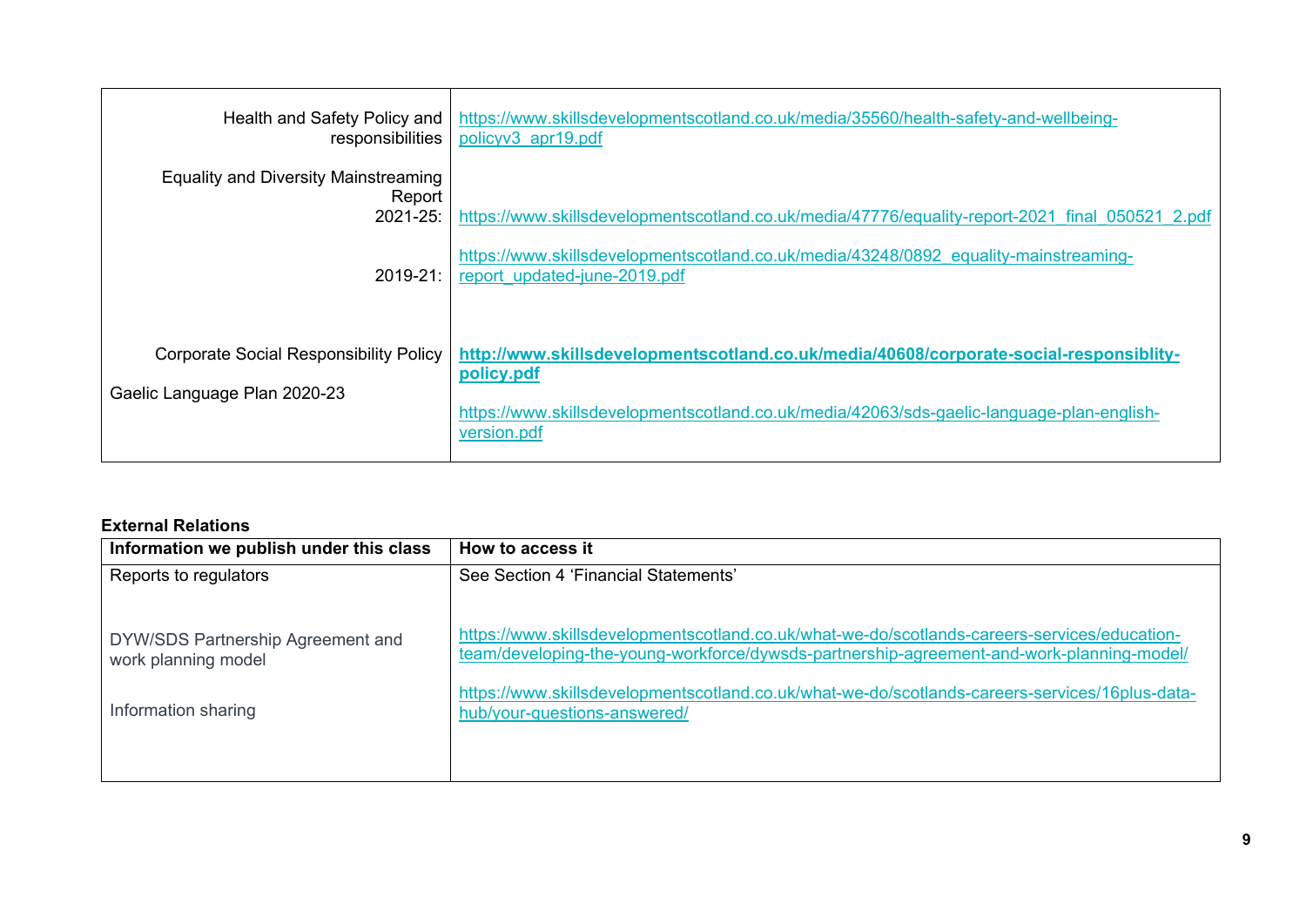| | |
|---|---|
| Health and Safety Policy and responsibilities | https://www.skillsdevelopmentscotland.co.uk/media/35560/health-safety-and-wellbeing-policyv3_apr19.pdf |
| Equality and Diversity Mainstreaming Report 2021-25: | https://www.skillsdevelopmentscotland.co.uk/media/47776/equality-report-2021_final_050521_2.pdf |
| 2019-21: | https://www.skillsdevelopmentscotland.co.uk/media/43248/0892_equality-mainstreaming-report_updated-june-2019.pdf |
| Corporate Social Responsibility Policy | **http://www.skillsdevelopmentscotland.co.uk/media/40608/corporate-social-responsiblity-policy.pdf** |
| Gaelic Language Plan 2020-23 | https://www.skillsdevelopmentscotland.co.uk/media/42063/sds-gaelic-language-plan-english-version.pdf |

**External Relations**

| Information we publish under this class | How to access it |
|---|---|
| Reports to regulators | See Section 4 'Financial Statements' |
| DYW/SDS Partnership Agreement and work planning model | https://www.skillsdevelopmentscotland.co.uk/what-we-do/scotlands-careers-services/education-team/developing-the-young-workforce/dywsds-partnership-agreement-and-work-planning-model/ |
| Information sharing | https://www.skillsdevelopmentscotland.co.uk/what-we-do/scotlands-careers-services/16plus-data-hub/your-questions-answered/ |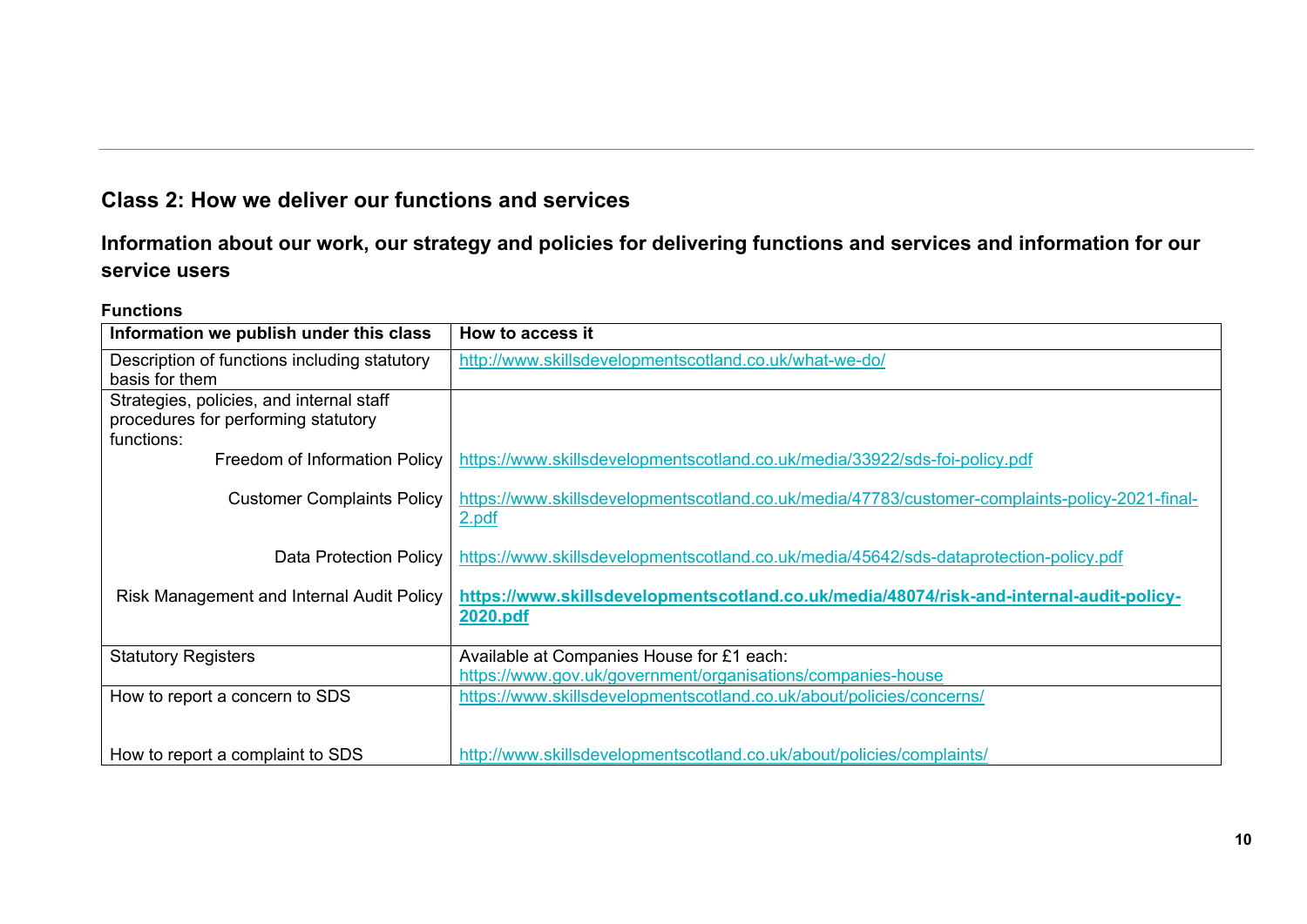## Class 2: How we deliver our functions and services

### Information about our work, our strategy and policies for delivering functions and services and information for our service users

**Functions**

| Information we publish under this class | How to access it |
|---|---|
| Description of functions including statutory basis for them | http://www.skillsdevelopmentscotland.co.uk/what-we-do/ |
| Strategies, policies, and internal staff procedures for performing statutory functions: | |
| Freedom of Information Policy | https://www.skillsdevelopmentscotland.co.uk/media/33922/sds-foi-policy.pdf |
| Customer Complaints Policy | https://www.skillsdevelopmentscotland.co.uk/media/47783/customer-complaints-policy-2021-final-2.pdf |
| Data Protection Policy | https://www.skillsdevelopmentscotland.co.uk/media/45642/sds-dataprotection-policy.pdf |
| Risk Management and Internal Audit Policy | **https://www.skillsdevelopmentscotland.co.uk/media/48074/risk-and-internal-audit-policy-2020.pdf** |
| Statutory Registers | Available at Companies House for £1 each: https://www.gov.uk/government/organisations/companies-house |
| How to report a concern to SDS | https://www.skillsdevelopmentscotland.co.uk/about/policies/concerns/ |
| How to report a complaint to SDS | http://www.skillsdevelopmentscotland.co.uk/about/policies/complaints/ |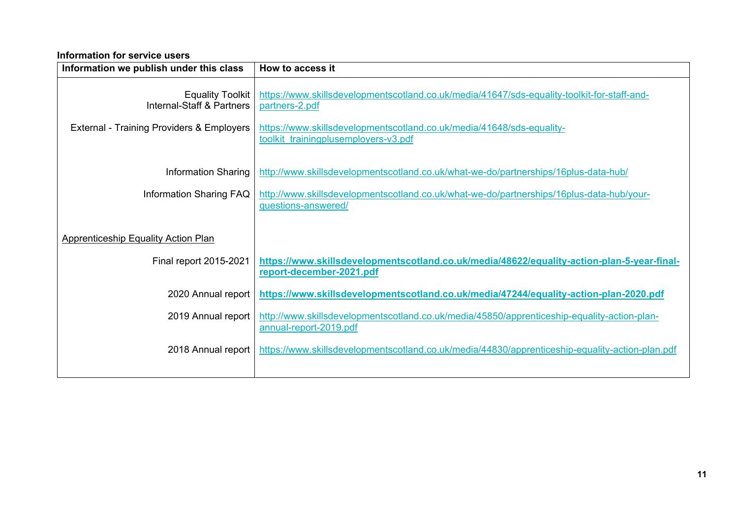**Information for service users**

| Information we publish under this class | How to access it |
| --- | --- |
| Equality Toolkit<br>Internal-Staff & Partners | https://www.skillsdevelopmentscotland.co.uk/media/41647/sds-equality-toolkit-for-staff-and-partners-2.pdf |
| External - Training Providers & Employers | https://www.skillsdevelopmentscotland.co.uk/media/41648/sds-equality-toolkit_trainingplusemployers-v3.pdf |
| Information Sharing | http://www.skillsdevelopmentscotland.co.uk/what-we-do/partnerships/16plus-data-hub/ |
| Information Sharing FAQ | http://www.skillsdevelopmentscotland.co.uk/what-we-do/partnerships/16plus-data-hub/your-questions-answered/ |
| Apprenticeship Equality Action Plan | |
| Final report 2015-2021 | **https://www.skillsdevelopmentscotland.co.uk/media/48622/equality-action-plan-5-year-final-report-december-2021.pdf** |
| 2020 Annual report | **https://www.skillsdevelopmentscotland.co.uk/media/47244/equality-action-plan-2020.pdf** |
| 2019 Annual report | http://www.skillsdevelopmentscotland.co.uk/media/45850/apprenticeship-equality-action-plan-annual-report-2019.pdf |
| 2018 Annual report | https://www.skillsdevelopmentscotland.co.uk/media/44830/apprenticeship-equality-action-plan.pdf |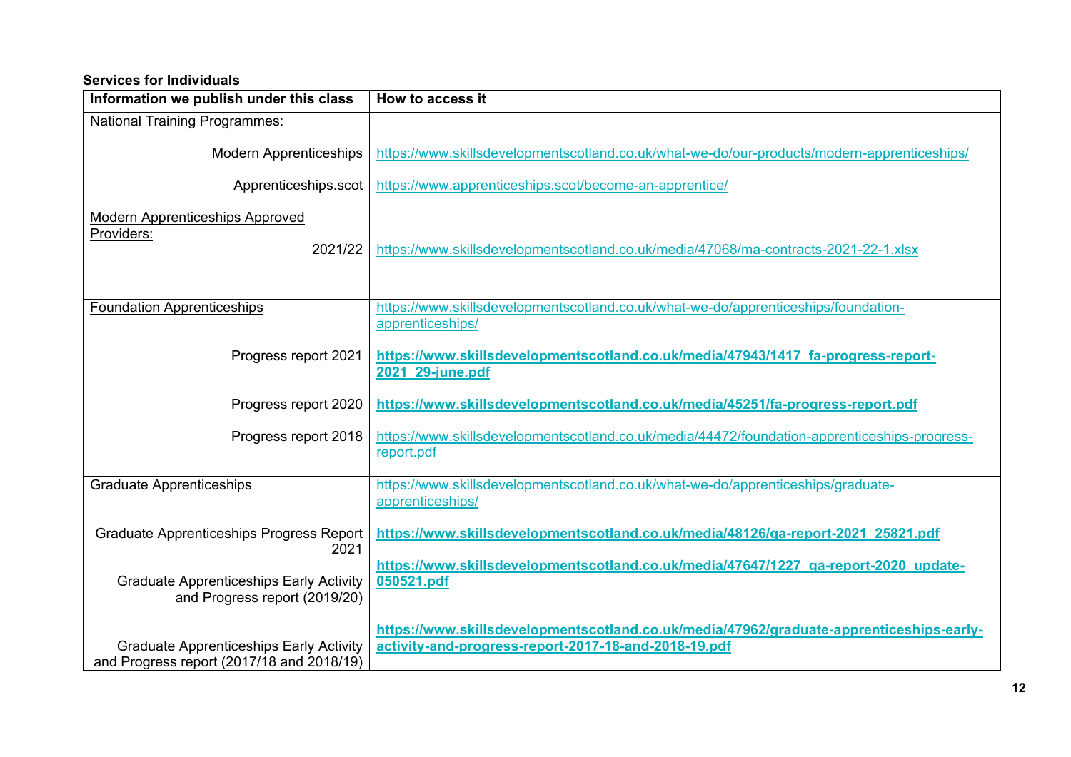**Services for Individuals**

| Information we publish under this class | How to access it |
|---|---|
| National Training Programmes: | |
| Modern Apprenticeships | https://www.skillsdevelopmentscotland.co.uk/what-we-do/our-products/modern-apprenticeships/ |
| Apprenticeships.scot | https://www.apprenticeships.scot/become-an-apprentice/ |
| Modern Apprenticeships Approved Providers: | |
| 2021/22 | https://www.skillsdevelopmentscotland.co.uk/media/47068/ma-contracts-2021-22-1.xlsx |
| Foundation Apprenticeships | https://www.skillsdevelopmentscotland.co.uk/what-we-do/apprenticeships/foundation-apprenticeships/ |
| Progress report 2021 | **https://www.skillsdevelopmentscotland.co.uk/media/47943/1417_fa-progress-report-2021_29-june.pdf** |
| Progress report 2020 | **https://www.skillsdevelopmentscotland.co.uk/media/45251/fa-progress-report.pdf** |
| Progress report 2018 | https://www.skillsdevelopmentscotland.co.uk/media/44472/foundation-apprenticeships-progress-report.pdf |
| Graduate Apprenticeships | https://www.skillsdevelopmentscotland.co.uk/what-we-do/apprenticeships/graduate-apprenticeships/ |
| Graduate Apprenticeships Progress Report 2021 | **https://www.skillsdevelopmentscotland.co.uk/media/48126/ga-report-2021_25821.pdf** |
| Graduate Apprenticeships Early Activity and Progress report (2019/20) | **https://www.skillsdevelopmentscotland.co.uk/media/47647/1227_ga-report-2020_update-050521.pdf** |
| Graduate Apprenticeships Early Activity and Progress report (2017/18 and 2018/19) | **https://www.skillsdevelopmentscotland.co.uk/media/47962/graduate-apprenticeships-early-activity-and-progress-report-2017-18-and-2018-19.pdf** |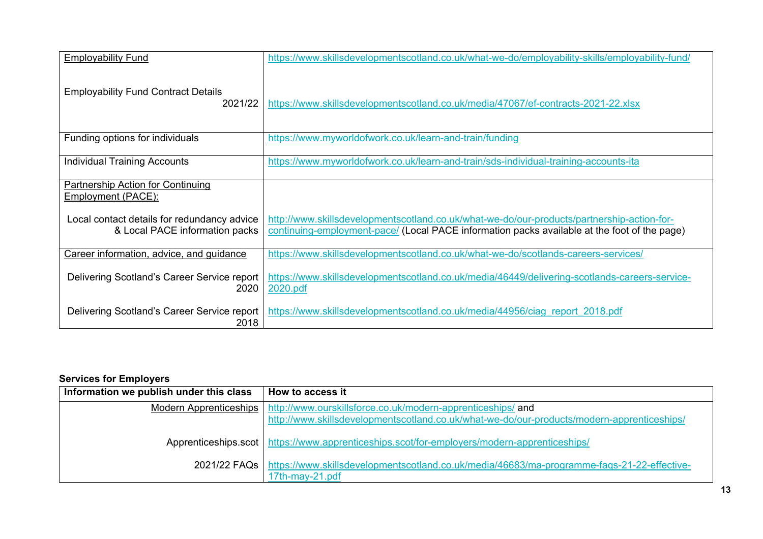| | |
|---|---|
| Employability Fund<br><br>Employability Fund Contract Details 2021/22 | https://www.skillsdevelopmentscotland.co.uk/what-we-do/employability-skills/employability-fund/<br><br>https://www.skillsdevelopmentscotland.co.uk/media/47067/ef-contracts-2021-22.xlsx |
| Funding options for individuals | https://www.myworldofwork.co.uk/learn-and-train/funding |
| Individual Training Accounts | https://www.myworldofwork.co.uk/learn-and-train/sds-individual-training-accounts-ita |
| Partnership Action for Continuing Employment (PACE):<br><br>Local contact details for redundancy advice & Local PACE information packs | <br><br>http://www.skillsdevelopmentscotland.co.uk/what-we-do/our-products/partnership-action-for-continuing-employment-pace/ (Local PACE information packs available at the foot of the page) |
| Career information, advice, and guidance<br><br>Delivering Scotland's Career Service report 2020<br><br>Delivering Scotland's Career Service report 2018 | https://www.skillsdevelopmentscotland.co.uk/what-we-do/scotlands-careers-services/<br><br>https://www.skillsdevelopmentscotland.co.uk/media/46449/delivering-scotlands-careers-service-2020.pdf<br><br>https://www.skillsdevelopmentscotland.co.uk/media/44956/ciag_report_2018.pdf |

**Services for Employers**

| Information we publish under this class | How to access it |
|---|---|
| Modern Apprenticeships<br><br>Apprenticeships.scot<br><br>2021/22 FAQs | http://www.ourskillsforce.co.uk/modern-apprenticeships/ and http://www.skillsdevelopmentscotland.co.uk/what-we-do/our-products/modern-apprenticeships/<br><br>https://www.apprenticeships.scot/for-employers/modern-apprenticeships/<br><br>https://www.skillsdevelopmentscotland.co.uk/media/46683/ma-programme-faqs-21-22-effective-17th-may-21.pdf |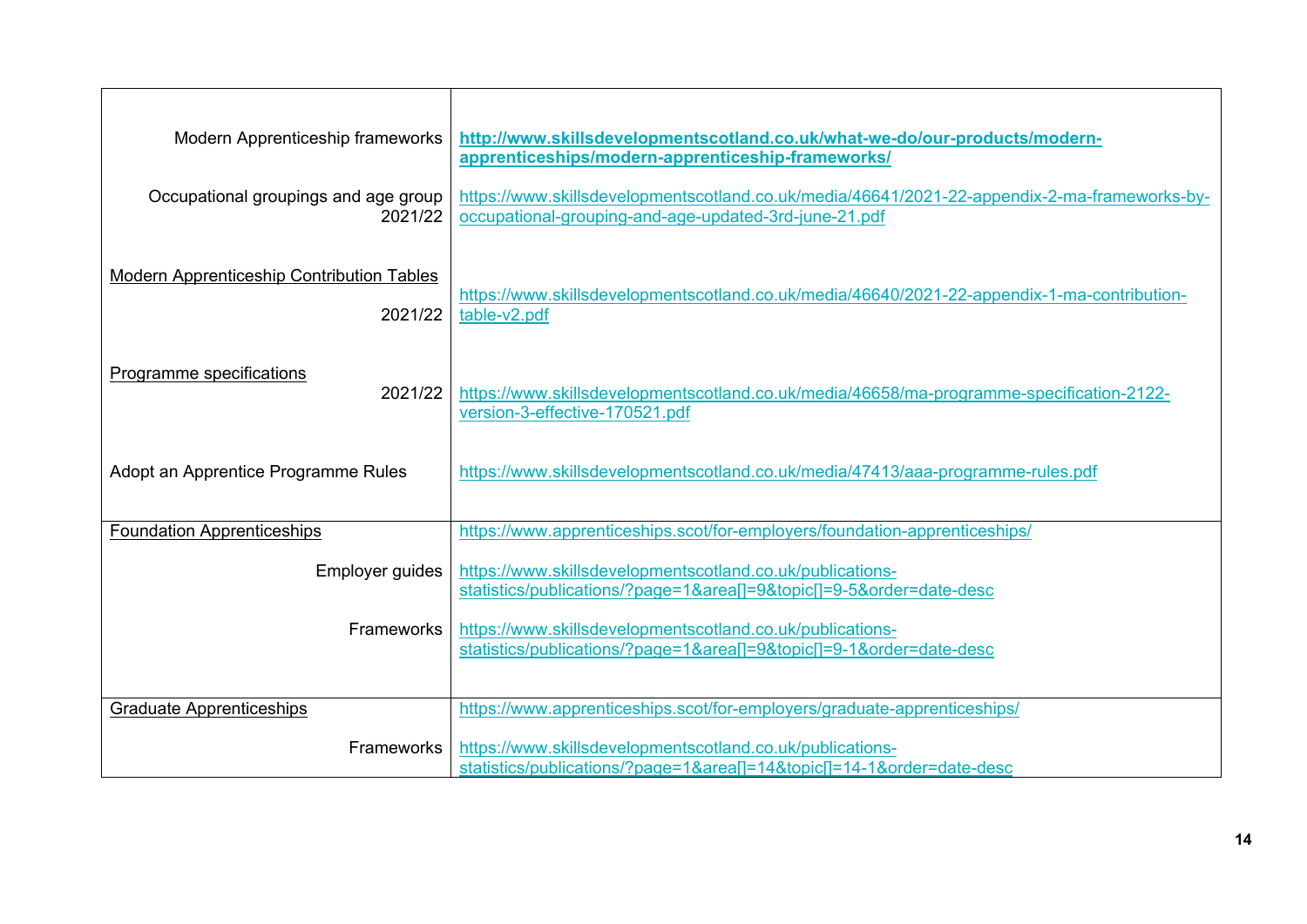| | |
|---|---|
| Modern Apprenticeship frameworks | **http://www.skillsdevelopmentscotland.co.uk/what-we-do/our-products/modern-apprenticeships/modern-apprenticeship-frameworks/** |
| Occupational groupings and age group 2021/22 | https://www.skillsdevelopmentscotland.co.uk/media/46641/2021-22-appendix-2-ma-frameworks-by-occupational-grouping-and-age-updated-3rd-june-21.pdf |
| Modern Apprenticeship Contribution Tables 2021/22 | https://www.skillsdevelopmentscotland.co.uk/media/46640/2021-22-appendix-1-ma-contribution-table-v2.pdf |
| Programme specifications 2021/22 | https://www.skillsdevelopmentscotland.co.uk/media/46658/ma-programme-specification-2122-version-3-effective-170521.pdf |
| Adopt an Apprentice Programme Rules | https://www.skillsdevelopmentscotland.co.uk/media/47413/aaa-programme-rules.pdf |
| Foundation Apprenticeships | https://www.apprenticeships.scot/for-employers/foundation-apprenticeships/ |
| Employer guides | https://www.skillsdevelopmentscotland.co.uk/publications-statistics/publications/?page=1&area[]=9&topic[]=9-5&order=date-desc |
| Frameworks | https://www.skillsdevelopmentscotland.co.uk/publications-statistics/publications/?page=1&area[]=9&topic[]=9-1&order=date-desc |
| Graduate Apprenticeships | https://www.apprenticeships.scot/for-employers/graduate-apprenticeships/ |
| Frameworks | https://www.skillsdevelopmentscotland.co.uk/publications-statistics/publications/?page=1&area[]=14&topic[]=14-1&order=date-desc |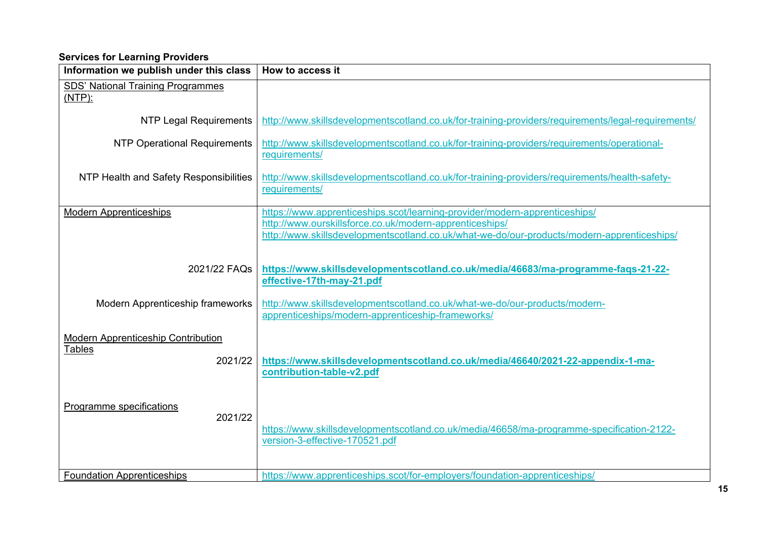**Services for Learning Providers**

| Information we publish under this class | How to access it |
|---|---|
| SDS' National Training Programmes (NTP): | |
| NTP Legal Requirements | http://www.skillsdevelopmentscotland.co.uk/for-training-providers/requirements/legal-requirements/ |
| NTP Operational Requirements | http://www.skillsdevelopmentscotland.co.uk/for-training-providers/requirements/operational-requirements/ |
| NTP Health and Safety Responsibilities | http://www.skillsdevelopmentscotland.co.uk/for-training-providers/requirements/health-safety-requirements/ |
| Modern Apprenticeships | https://www.apprenticeships.scot/learning-provider/modern-apprenticeships/<br>http://www.ourskillsforce.co.uk/modern-apprenticeships/<br>http://www.skillsdevelopmentscotland.co.uk/what-we-do/our-products/modern-apprenticeships/ |
| 2021/22 FAQs | **https://www.skillsdevelopmentscotland.co.uk/media/46683/ma-programme-faqs-21-22-effective-17th-may-21.pdf** |
| Modern Apprenticeship frameworks | http://www.skillsdevelopmentscotland.co.uk/what-we-do/our-products/modern-apprenticeships/modern-apprenticeship-frameworks/ |
| Modern Apprenticeship Contribution Tables | |
| 2021/22 | **https://www.skillsdevelopmentscotland.co.uk/media/46640/2021-22-appendix-1-ma-contribution-table-v2.pdf** |
| Programme specifications | |
| 2021/22 | https://www.skillsdevelopmentscotland.co.uk/media/46658/ma-programme-specification-2122-version-3-effective-170521.pdf |
| Foundation Apprenticeships | https://www.apprenticeships.scot/for-employers/foundation-apprenticeships/ |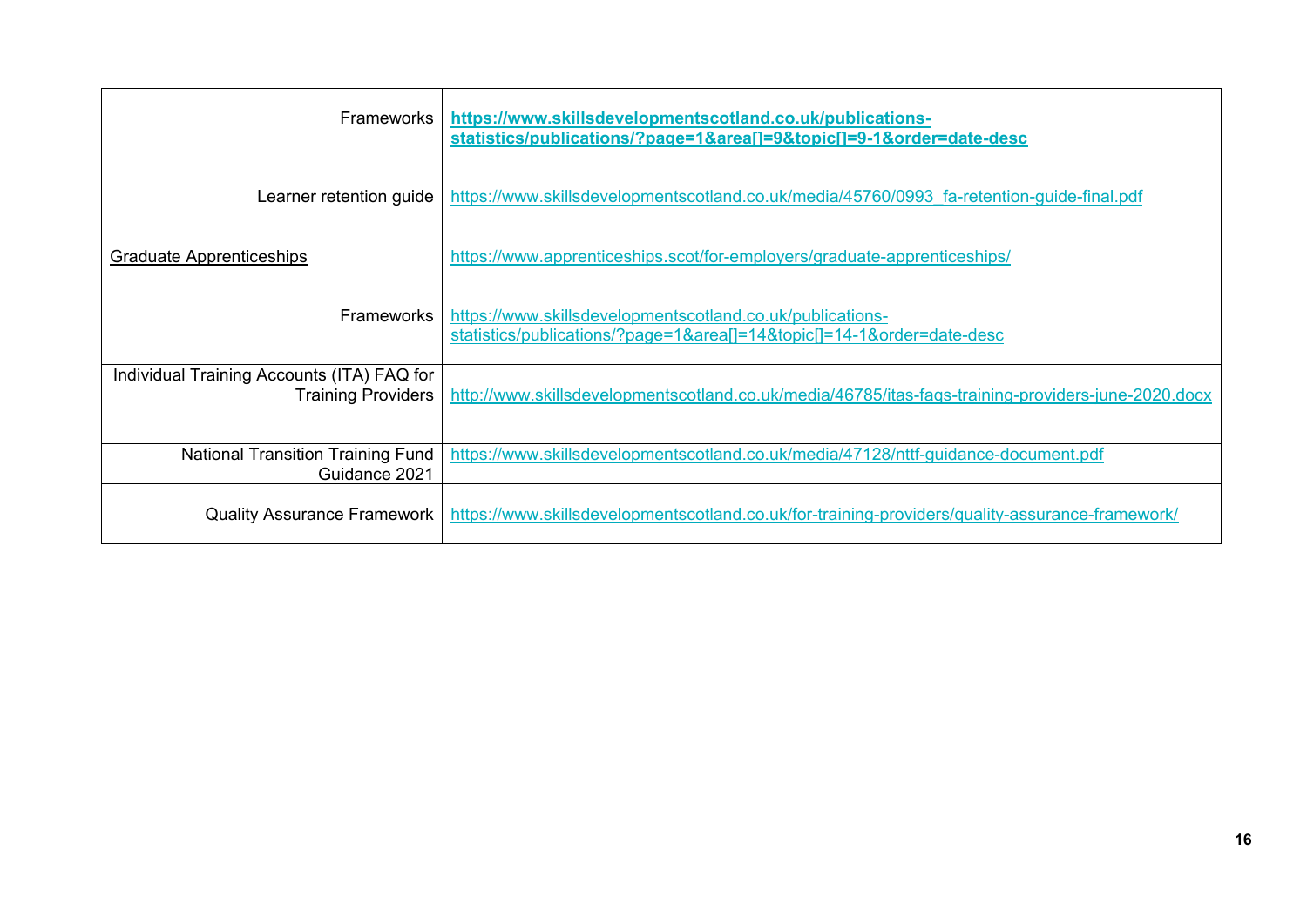| | |
|---|---|
| Frameworks | **https://www.skillsdevelopmentscotland.co.uk/publications-statistics/publications/?page=1&area[]=9&topic[]=9-1&order=date-desc** |
| Learner retention guide | https://www.skillsdevelopmentscotland.co.uk/media/45760/0993_fa-retention-guide-final.pdf |
| Graduate Apprenticeships | https://www.apprenticeships.scot/for-employers/graduate-apprenticeships/ |
| Frameworks | https://www.skillsdevelopmentscotland.co.uk/publications-statistics/publications/?page=1&area[]=14&topic[]=14-1&order=date-desc |
| Individual Training Accounts (ITA) FAQ for Training Providers | http://www.skillsdevelopmentscotland.co.uk/media/46785/itas-faqs-training-providers-june-2020.docx |
| National Transition Training Fund Guidance 2021 | https://www.skillsdevelopmentscotland.co.uk/media/47128/nttf-guidance-document.pdf |
| Quality Assurance Framework | https://www.skillsdevelopmentscotland.co.uk/for-training-providers/quality-assurance-framework/ |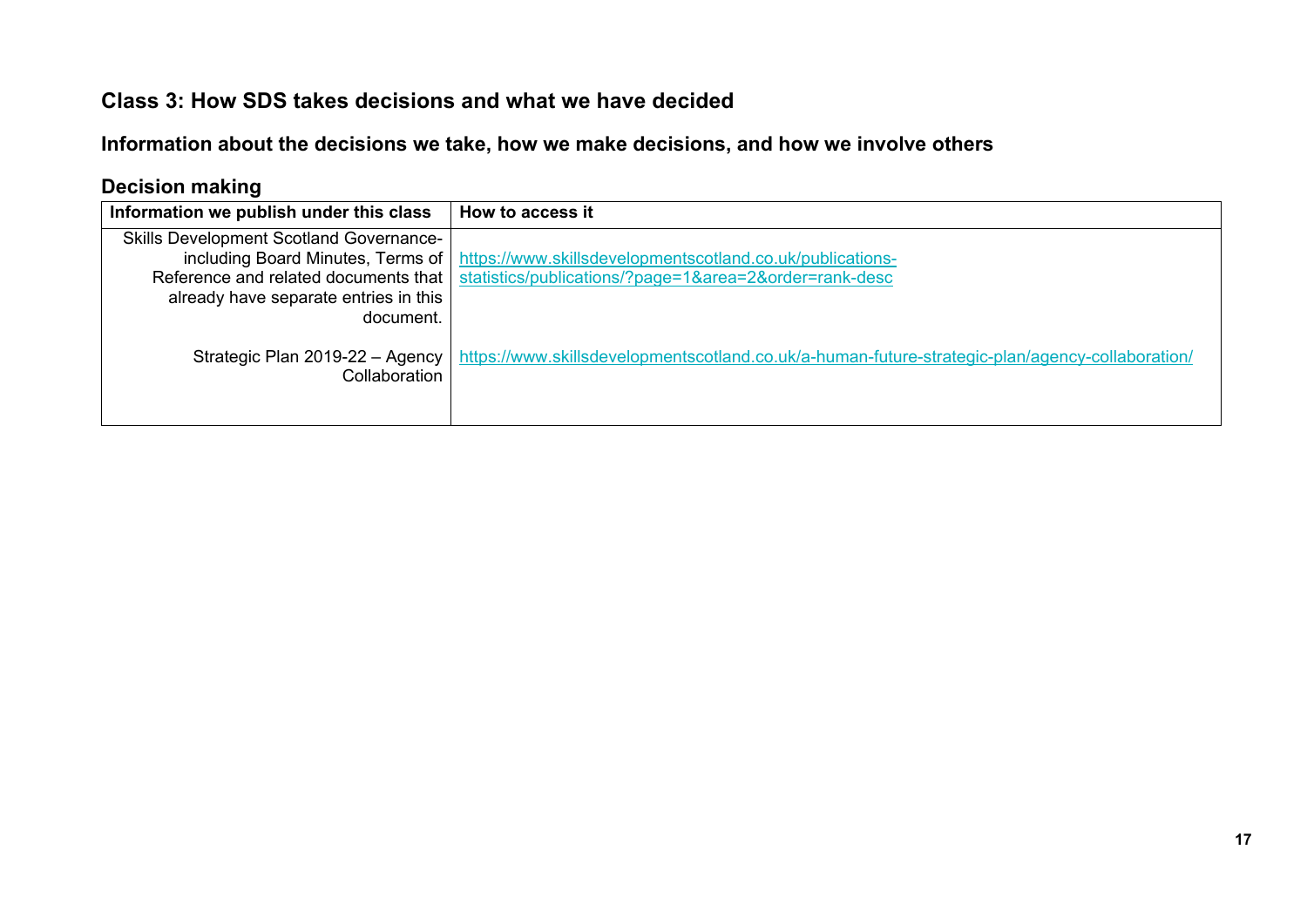## Class 3: How SDS takes decisions and what we have decided

### Information about the decisions we take, how we make decisions, and how we involve others

### Decision making

| Information we publish under this class | How to access it |
|---|---|
| Skills Development Scotland Governance- including Board Minutes, Terms of Reference and related documents that already have separate entries in this document. | https://www.skillsdevelopmentscotland.co.uk/publications-statistics/publications/?page=1&area=2&order=rank-desc |
| Strategic Plan 2019-22 – Agency Collaboration | https://www.skillsdevelopmentscotland.co.uk/a-human-future-strategic-plan/agency-collaboration/ |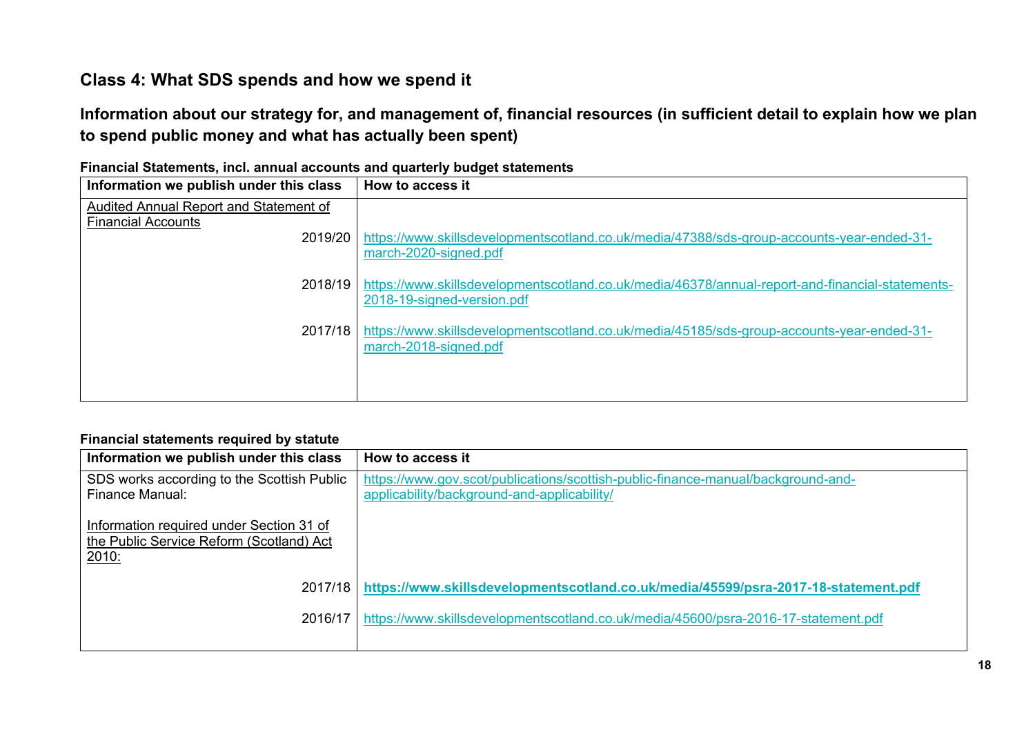## Class 4: What SDS spends and how we spend it

### Information about our strategy for, and management of, financial resources (in sufficient detail to explain how we plan to spend public money and what has actually been spent)

**Financial Statements, incl. annual accounts and quarterly budget statements**

| Information we publish under this class | How to access it |
|---|---|
| Audited Annual Report and Statement of Financial Accounts | |
| 2019/20 | https://www.skillsdevelopmentscotland.co.uk/media/47388/sds-group-accounts-year-ended-31-march-2020-signed.pdf |
| 2018/19 | https://www.skillsdevelopmentscotland.co.uk/media/46378/annual-report-and-financial-statements-2018-19-signed-version.pdf |
| 2017/18 | https://www.skillsdevelopmentscotland.co.uk/media/45185/sds-group-accounts-year-ended-31-march-2018-signed.pdf |

**Financial statements required by statute**

| Information we publish under this class | How to access it |
|---|---|
| SDS works according to the Scottish Public Finance Manual: | https://www.gov.scot/publications/scottish-public-finance-manual/background-and-applicability/background-and-applicability/ |
| Information required under Section 31 of the Public Service Reform (Scotland) Act 2010: | |
| 2017/18 | **https://www.skillsdevelopmentscotland.co.uk/media/45599/psra-2017-18-statement.pdf** |
| 2016/17 | https://www.skillsdevelopmentscotland.co.uk/media/45600/psra-2016-17-statement.pdf |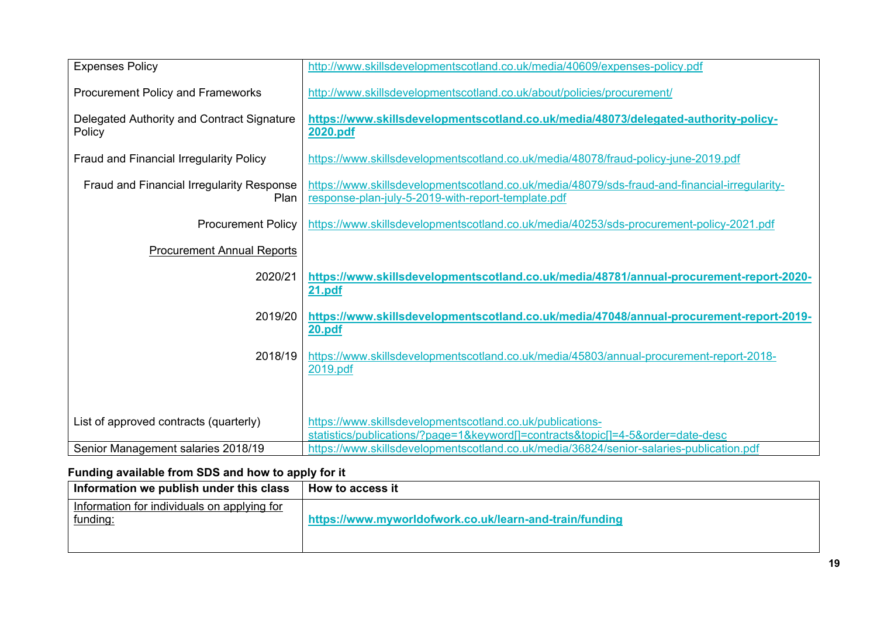| | |
|---|---|
| Expenses Policy | http://www.skillsdevelopmentscotland.co.uk/media/40609/expenses-policy.pdf |
| Procurement Policy and Frameworks | http://www.skillsdevelopmentscotland.co.uk/about/policies/procurement/ |
| Delegated Authority and Contract Signature Policy | **https://www.skillsdevelopmentscotland.co.uk/media/48073/delegated-authority-policy-2020.pdf** |
| Fraud and Financial Irregularity Policy | https://www.skillsdevelopmentscotland.co.uk/media/48078/fraud-policy-june-2019.pdf |
| Fraud and Financial Irregularity Response Plan | https://www.skillsdevelopmentscotland.co.uk/media/48079/sds-fraud-and-financial-irregularity-response-plan-july-5-2019-with-report-template.pdf |
| Procurement Policy | https://www.skillsdevelopmentscotland.co.uk/media/40253/sds-procurement-policy-2021.pdf |
| Procurement Annual Reports | |
| 2020/21 | **https://www.skillsdevelopmentscotland.co.uk/media/48781/annual-procurement-report-2020-21.pdf** |
| 2019/20 | **https://www.skillsdevelopmentscotland.co.uk/media/47048/annual-procurement-report-2019-20.pdf** |
| 2018/19 | https://www.skillsdevelopmentscotland.co.uk/media/45803/annual-procurement-report-2018-2019.pdf |
| List of approved contracts (quarterly) | https://www.skillsdevelopmentscotland.co.uk/publications-statistics/publications/?page=1&keyword[]=contracts&topic[]=4-5&order=date-desc |
| Senior Management salaries 2018/19 | https://www.skillsdevelopmentscotland.co.uk/media/36824/senior-salaries-publication.pdf |

**Funding available from SDS and how to apply for it**

| Information we publish under this class | How to access it |
|---|---|
| Information for individuals on applying for funding: | **https://www.myworldofwork.co.uk/learn-and-train/funding** |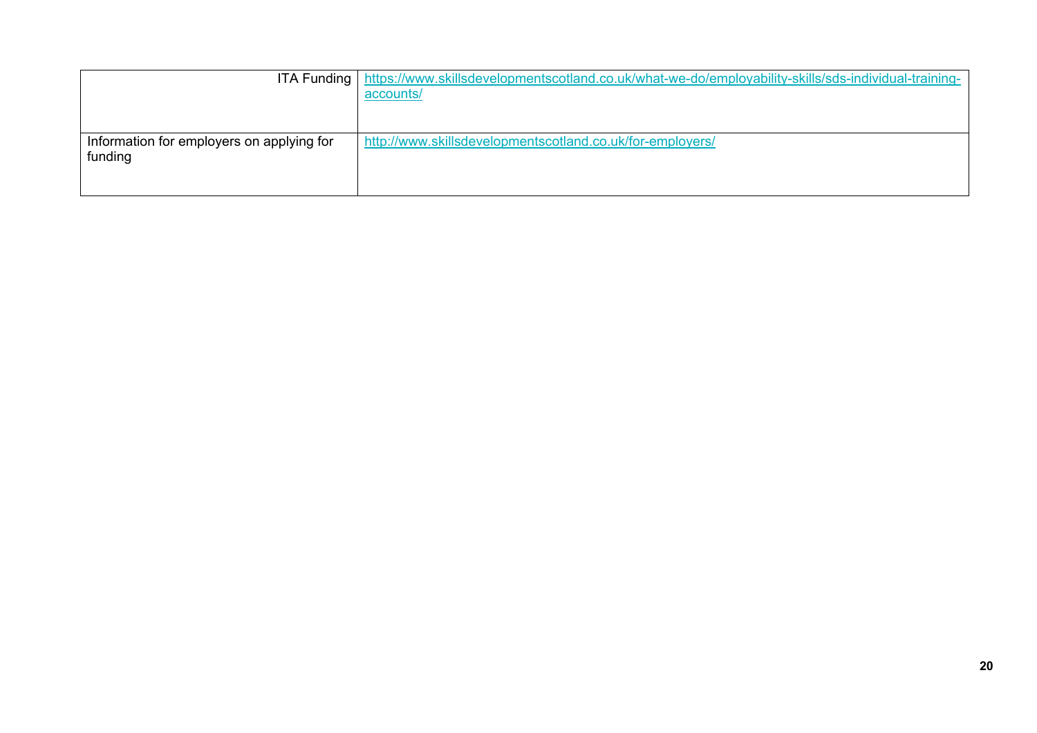| | |
|---|---|
| ITA Funding | https://www.skillsdevelopmentscotland.co.uk/what-we-do/employability-skills/sds-individual-training-accounts/ |
| Information for employers on applying for funding | http://www.skillsdevelopmentscotland.co.uk/for-employers/ |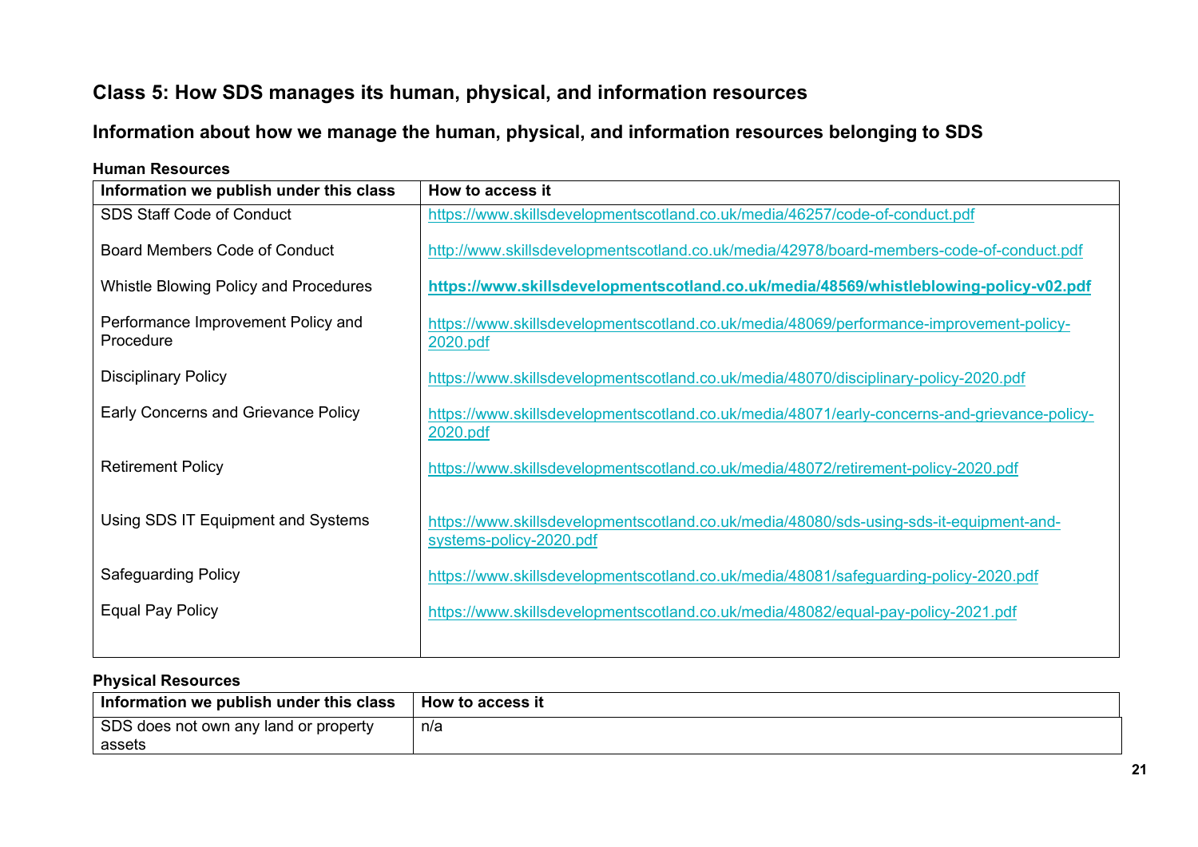## Class 5: How SDS manages its human, physical, and information resources

### Information about how we manage the human, physical, and information resources belonging to SDS

**Human Resources**

| Information we publish under this class | How to access it |
|---|---|
| SDS Staff Code of Conduct | https://www.skillsdevelopmentscotland.co.uk/media/46257/code-of-conduct.pdf |
| Board Members Code of Conduct | http://www.skillsdevelopmentscotland.co.uk/media/42978/board-members-code-of-conduct.pdf |
| Whistle Blowing Policy and Procedures | **https://www.skillsdevelopmentscotland.co.uk/media/48569/whistleblowing-policy-v02.pdf** |
| Performance Improvement Policy and Procedure | https://www.skillsdevelopmentscotland.co.uk/media/48069/performance-improvement-policy-2020.pdf |
| Disciplinary Policy | https://www.skillsdevelopmentscotland.co.uk/media/48070/disciplinary-policy-2020.pdf |
| Early Concerns and Grievance Policy | https://www.skillsdevelopmentscotland.co.uk/media/48071/early-concerns-and-grievance-policy-2020.pdf |
| Retirement Policy | https://www.skillsdevelopmentscotland.co.uk/media/48072/retirement-policy-2020.pdf |
| Using SDS IT Equipment and Systems | https://www.skillsdevelopmentscotland.co.uk/media/48080/sds-using-sds-it-equipment-and-systems-policy-2020.pdf |
| Safeguarding Policy | https://www.skillsdevelopmentscotland.co.uk/media/48081/safeguarding-policy-2020.pdf |
| Equal Pay Policy | https://www.skillsdevelopmentscotland.co.uk/media/48082/equal-pay-policy-2021.pdf |

**Physical Resources**

| Information we publish under this class | How to access it |
|---|---|
| SDS does not own any land or property assets | n/a |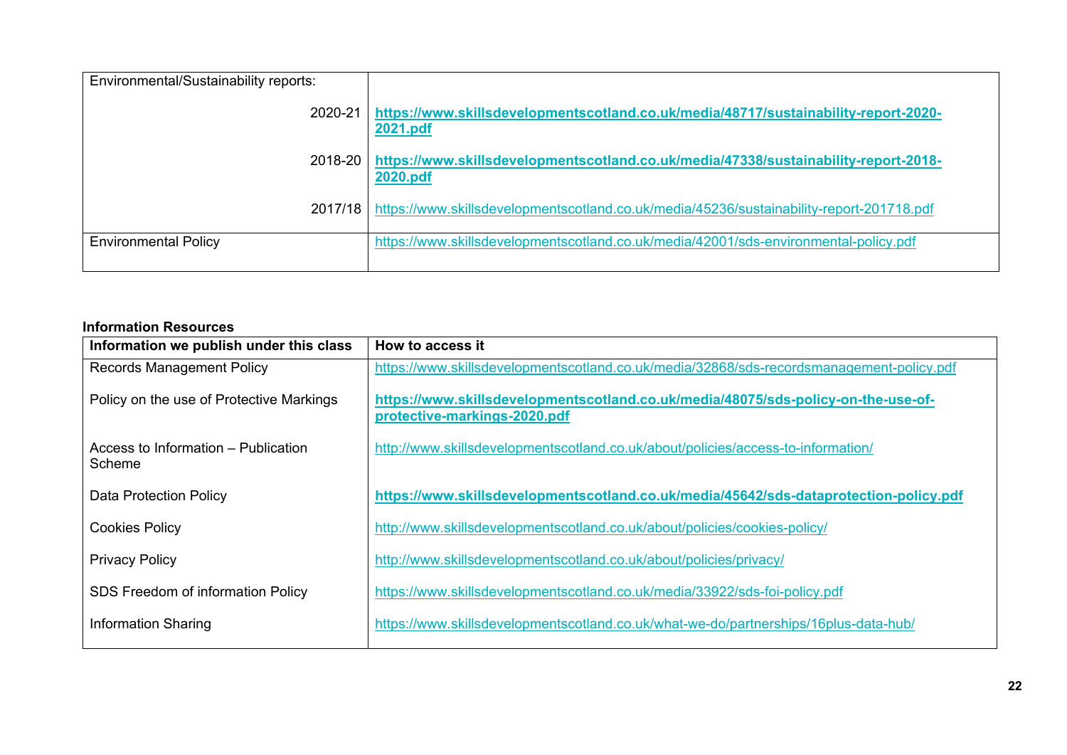| Environmental/Sustainability reports: | |
|---|---|
| 2020-21 | **https://www.skillsdevelopmentscotland.co.uk/media/48717/sustainability-report-2020-2021.pdf** |
| 2018-20 | **https://www.skillsdevelopmentscotland.co.uk/media/47338/sustainability-report-2018-2020.pdf** |
| 2017/18 | https://www.skillsdevelopmentscotland.co.uk/media/45236/sustainability-report-201718.pdf |
| Environmental Policy | https://www.skillsdevelopmentscotland.co.uk/media/42001/sds-environmental-policy.pdf |

**Information Resources**

| Information we publish under this class | How to access it |
|---|---|
| Records Management Policy | https://www.skillsdevelopmentscotland.co.uk/media/32868/sds-recordsmanagement-policy.pdf |
| Policy on the use of Protective Markings | **https://www.skillsdevelopmentscotland.co.uk/media/48075/sds-policy-on-the-use-of-protective-markings-2020.pdf** |
| Access to Information – Publication Scheme | http://www.skillsdevelopmentscotland.co.uk/about/policies/access-to-information/ |
| Data Protection Policy | **https://www.skillsdevelopmentscotland.co.uk/media/45642/sds-dataprotection-policy.pdf** |
| Cookies Policy | http://www.skillsdevelopmentscotland.co.uk/about/policies/cookies-policy/ |
| Privacy Policy | http://www.skillsdevelopmentscotland.co.uk/about/policies/privacy/ |
| SDS Freedom of information Policy | https://www.skillsdevelopmentscotland.co.uk/media/33922/sds-foi-policy.pdf |
| Information Sharing | https://www.skillsdevelopmentscotland.co.uk/what-we-do/partnerships/16plus-data-hub/ |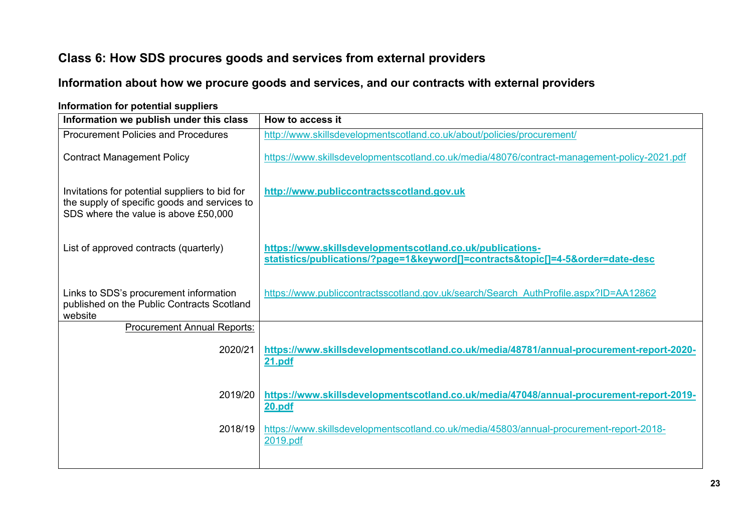## Class 6: How SDS procures goods and services from external providers

### Information about how we procure goods and services, and our contracts with external providers

**Information for potential suppliers**

| Information we publish under this class | How to access it |
|---|---|
| Procurement Policies and Procedures | http://www.skillsdevelopmentscotland.co.uk/about/policies/procurement/ |
| Contract Management Policy | https://www.skillsdevelopmentscotland.co.uk/media/48076/contract-management-policy-2021.pdf |
| Invitations for potential suppliers to bid for the supply of specific goods and services to SDS where the value is above £50,000 | **http://www.publiccontractsscotland.gov.uk** |
| List of approved contracts (quarterly) | **https://www.skillsdevelopmentscotland.co.uk/publications-statistics/publications/?page=1&keyword[]=contracts&topic[]=4-5&order=date-desc** |
| Links to SDS's procurement information published on the Public Contracts Scotland website | https://www.publiccontractsscotland.gov.uk/search/Search_AuthProfile.aspx?ID=AA12862 |
| Procurement Annual Reports: | |
| 2020/21 | **https://www.skillsdevelopmentscotland.co.uk/media/48781/annual-procurement-report-2020-21.pdf** |
| 2019/20 | **https://www.skillsdevelopmentscotland.co.uk/media/47048/annual-procurement-report-2019-20.pdf** |
| 2018/19 | https://www.skillsdevelopmentscotland.co.uk/media/45803/annual-procurement-report-2018-2019.pdf |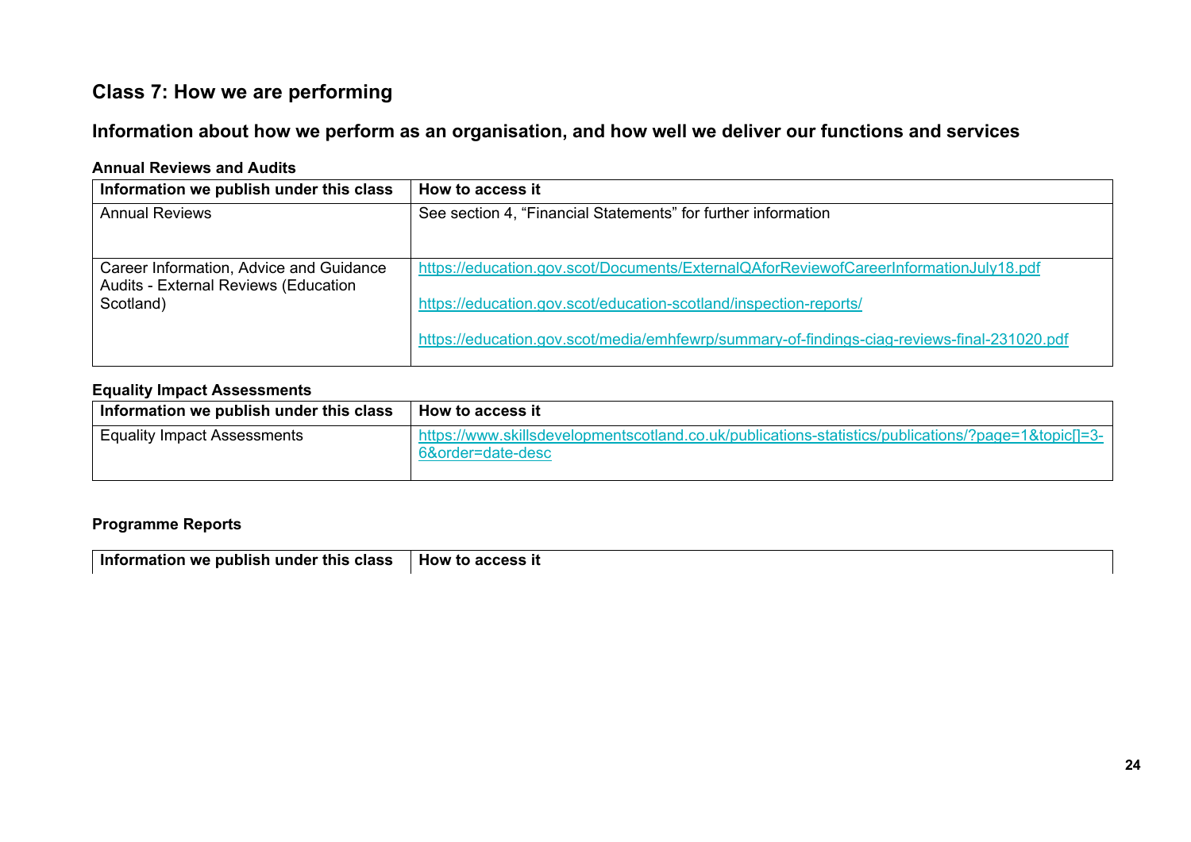## Class 7: How we are performing

### Information about how we perform as an organisation, and how well we deliver our functions and services

**Annual Reviews and Audits**

| Information we publish under this class | How to access it |
|---|---|
| Annual Reviews | See section 4, “Financial Statements” for further information |
| Career Information, Advice and Guidance Audits - External Reviews (Education Scotland) | https://education.gov.scot/Documents/ExternalQAforReviewofCareerInformationJuly18.pdf<br><br>https://education.gov.scot/education-scotland/inspection-reports/<br><br>https://education.gov.scot/media/emhfewrp/summary-of-findings-ciag-reviews-final-231020.pdf |

**Equality Impact Assessments**

| Information we publish under this class | How to access it |
|---|---|
| Equality Impact Assessments | https://www.skillsdevelopmentscotland.co.uk/publications-statistics/publications/?page=1&topic[]=3-6&order=date-desc |

**Programme Reports**

| Information we publish under this class | How to access it |
|---|---|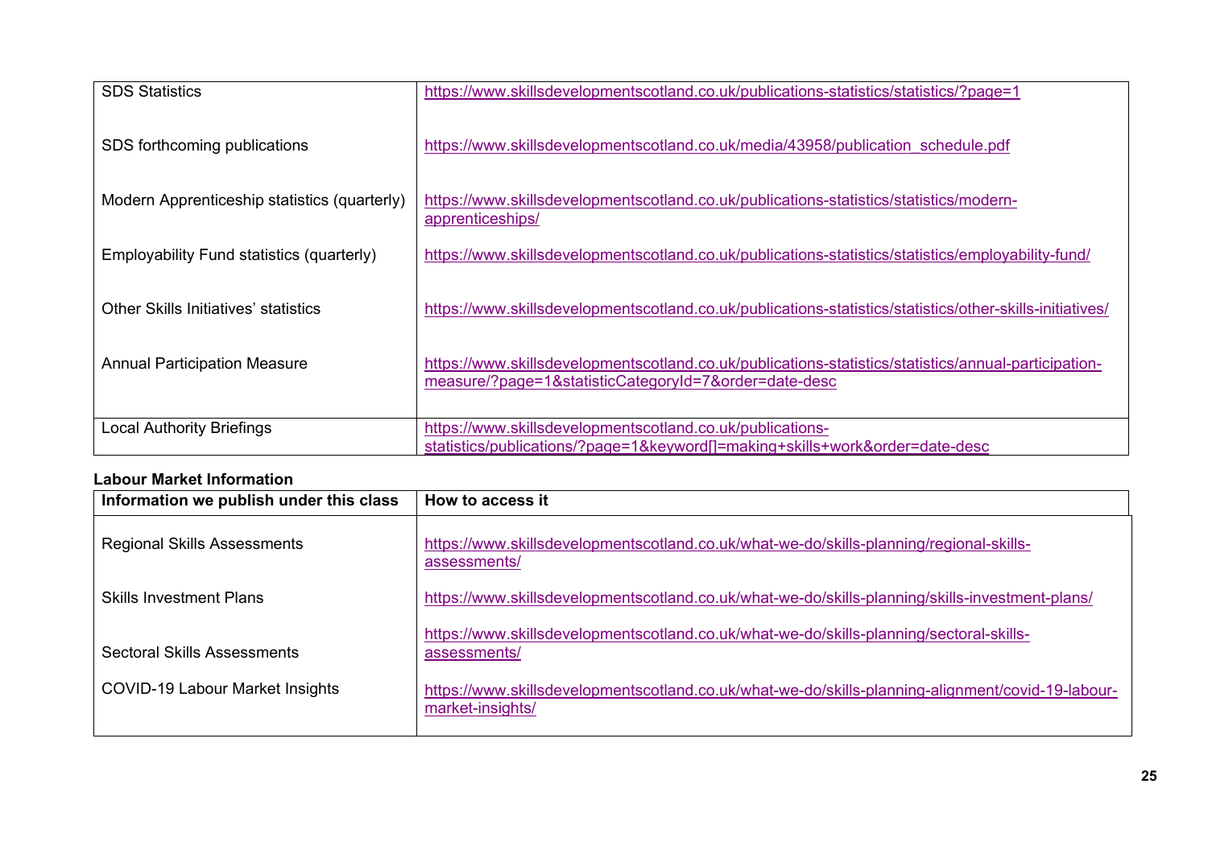| | |
|---|---|
| SDS Statistics | https://www.skillsdevelopmentscotland.co.uk/publications-statistics/statistics/?page=1 |
| SDS forthcoming publications | https://www.skillsdevelopmentscotland.co.uk/media/43958/publication_schedule.pdf |
| Modern Apprenticeship statistics (quarterly) | https://www.skillsdevelopmentscotland.co.uk/publications-statistics/statistics/modern-apprenticeships/ |
| Employability Fund statistics (quarterly) | https://www.skillsdevelopmentscotland.co.uk/publications-statistics/statistics/employability-fund/ |
| Other Skills Initiatives' statistics | https://www.skillsdevelopmentscotland.co.uk/publications-statistics/statistics/other-skills-initiatives/ |
| Annual Participation Measure | https://www.skillsdevelopmentscotland.co.uk/publications-statistics/statistics/annual-participation-measure/?page=1&statisticCategoryId=7&order=date-desc |
| Local Authority Briefings | https://www.skillsdevelopmentscotland.co.uk/publications-statistics/publications/?page=1&keyword[]=making+skills+work&order=date-desc |

**Labour Market Information**

| Information we publish under this class | How to access it |
|---|---|
| Regional Skills Assessments | https://www.skillsdevelopmentscotland.co.uk/what-we-do/skills-planning/regional-skills-assessments/ |
| Skills Investment Plans | https://www.skillsdevelopmentscotland.co.uk/what-we-do/skills-planning/skills-investment-plans/ |
| Sectoral Skills Assessments | https://www.skillsdevelopmentscotland.co.uk/what-we-do/skills-planning/sectoral-skills-assessments/ |
| COVID-19 Labour Market Insights | https://www.skillsdevelopmentscotland.co.uk/what-we-do/skills-planning-alignment/covid-19-labour-market-insights/ |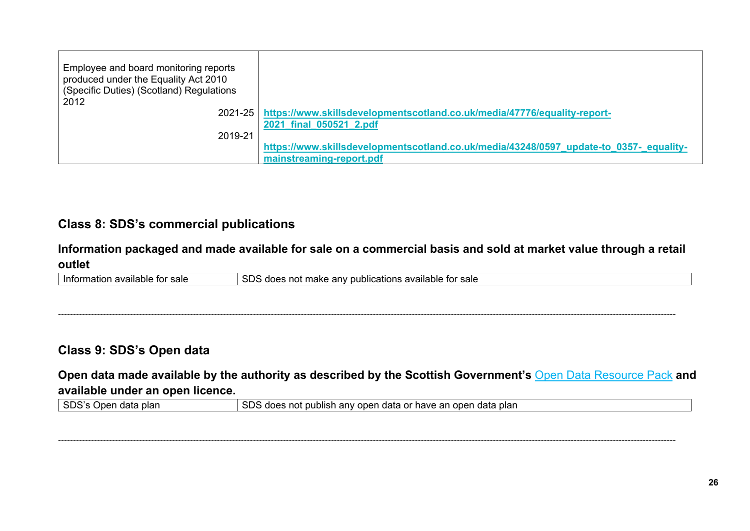| Employee and board monitoring reports produced under the Equality Act 2010 (Specific Duties) (Scotland) Regulations 2012 | |
|---|---|
| 2021-25 | **https://www.skillsdevelopmentscotland.co.uk/media/47776/equality-report-2021_final_050521_2.pdf** |
| 2019-21 | **https://www.skillsdevelopmentscotland.co.uk/media/43248/0597_update-to_0357-_equality-mainstreaming-report.pdf** |

## Class 8: SDS's commercial publications

### Information packaged and made available for sale on a commercial basis and sold at market value through a retail outlet

| Information available for sale | SDS does not make any publications available for sale |
|---|---|

---

## Class 9: SDS's Open data

### Open data made available by the authority as described by the Scottish Government's Open Data Resource Pack and available under an open licence.

| SDS's Open data plan | SDS does not publish any open data or have an open data plan |
|---|---|

---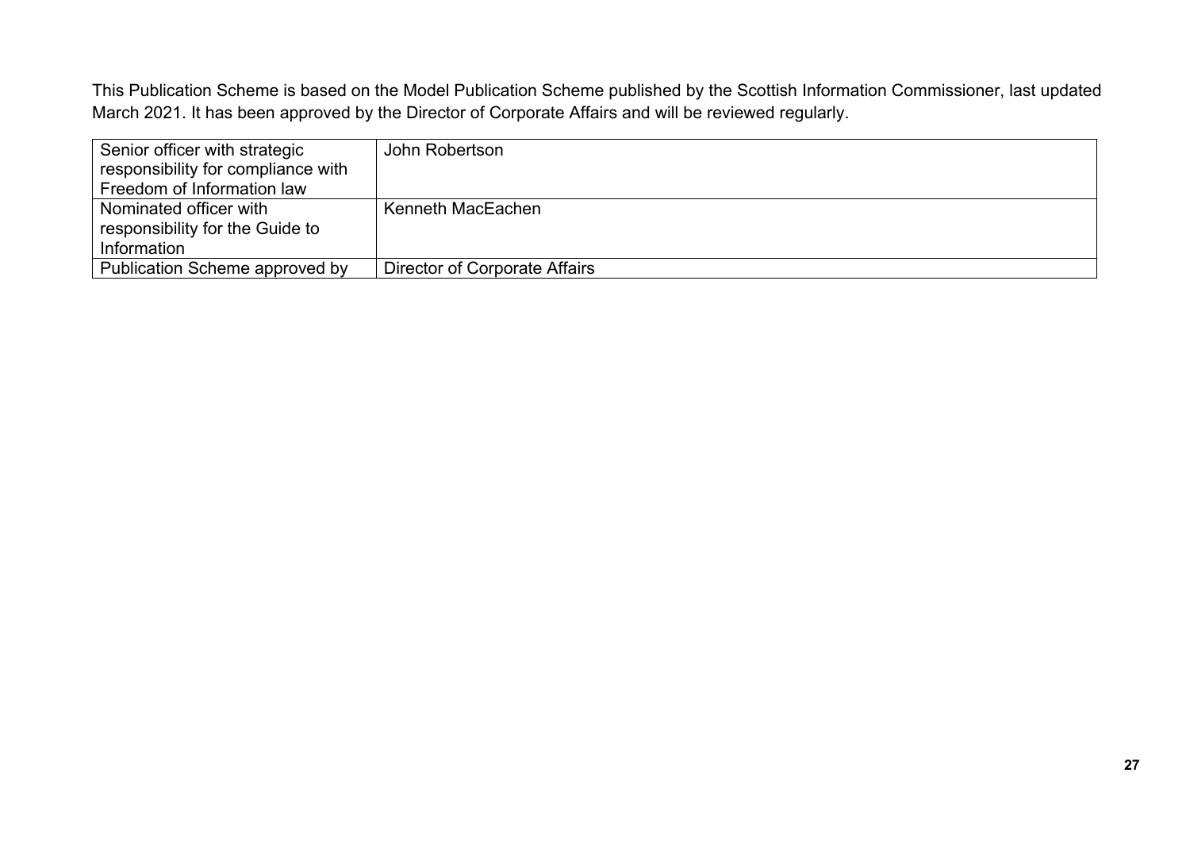This Publication Scheme is based on the Model Publication Scheme published by the Scottish Information Commissioner, last updated March 2021. It has been approved by the Director of Corporate Affairs and will be reviewed regularly.

| | |
|---|---|
| Senior officer with strategic responsibility for compliance with Freedom of Information law | John Robertson |
| Nominated officer with responsibility for the Guide to Information | Kenneth MacEachen |
| Publication Scheme approved by | Director of Corporate Affairs |